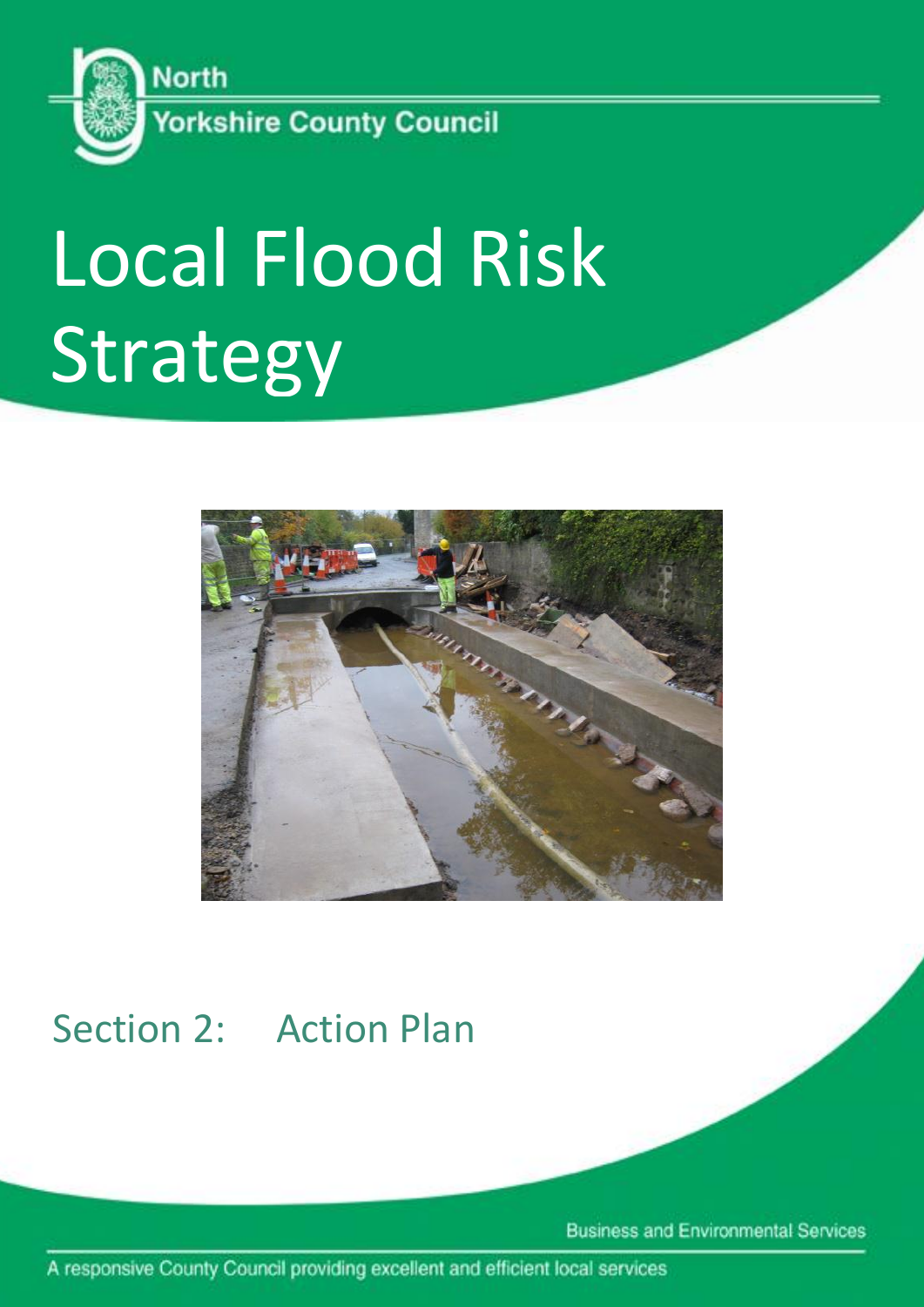North Yorkshire County Council

# Local Flood Risk Strategy

## Section 2: Action Plan

Business and Environmental Services

A responsive County Council providing excellent and efficient local services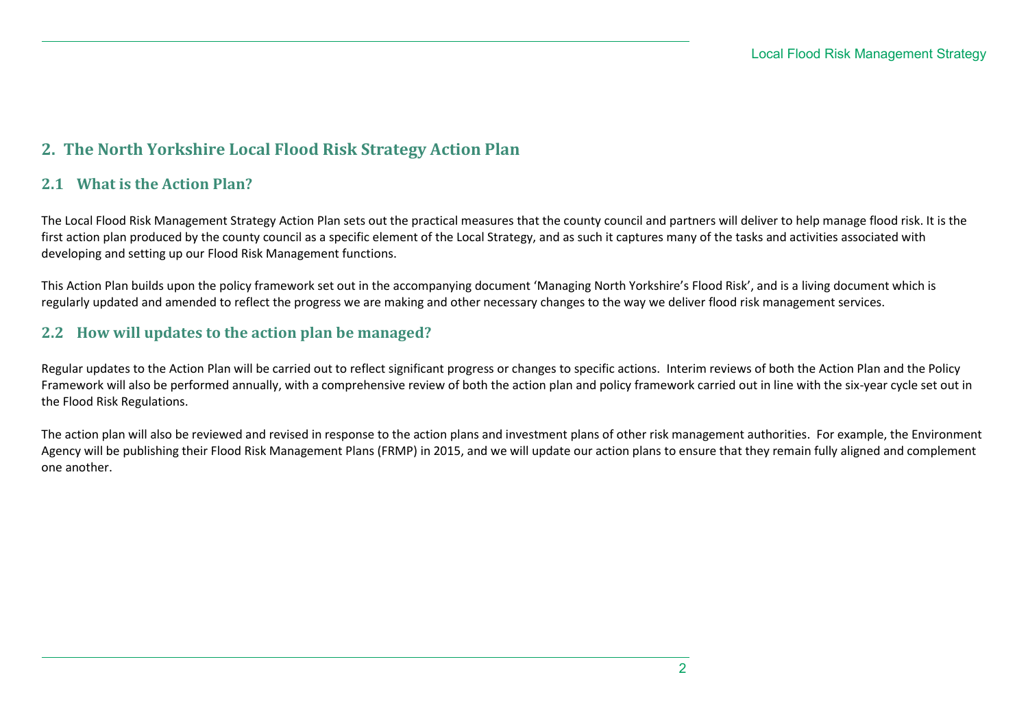## 2. The North Yorkshire Local Flood Risk Strategy Action Plan

### 2.1 What is the Action Plan?

The Local Flood Risk Management Strategy Action Plan sets out the practical measures that the county council and partners will deliver to help manage flood risk. It is the first action plan produced by the county council as a specific element of the Local Strategy, and as such it captures many of the tasks and activities associated with developing and setting up our Flood Risk Management functions.

This Action Plan builds upon the policy framework set out in the accompanying document 'Managing North Yorkshire's Flood Risk', and is a living document which is regularly updated and amended to reflect the progress we are making and other necessary changes to the way we deliver flood risk management services.

### 2.2 How will updates to the action plan be managed?

Regular updates to the Action Plan will be carried out to reflect significant progress or changes to specific actions. Interim reviews of both the Action Plan and the Policy Framework will also be performed annually, with a comprehensive review of both the action plan and policy framework carried out in line with the six-year cycle set out in the Flood Risk Regulations.

The action plan will also be reviewed and revised in response to the action plans and investment plans of other risk management authorities. For example, the Environment Agency will be publishing their Flood Risk Management Plans (FRMP) in 2015, and we will update our action plans to ensure that they remain fully aligned and complement one another.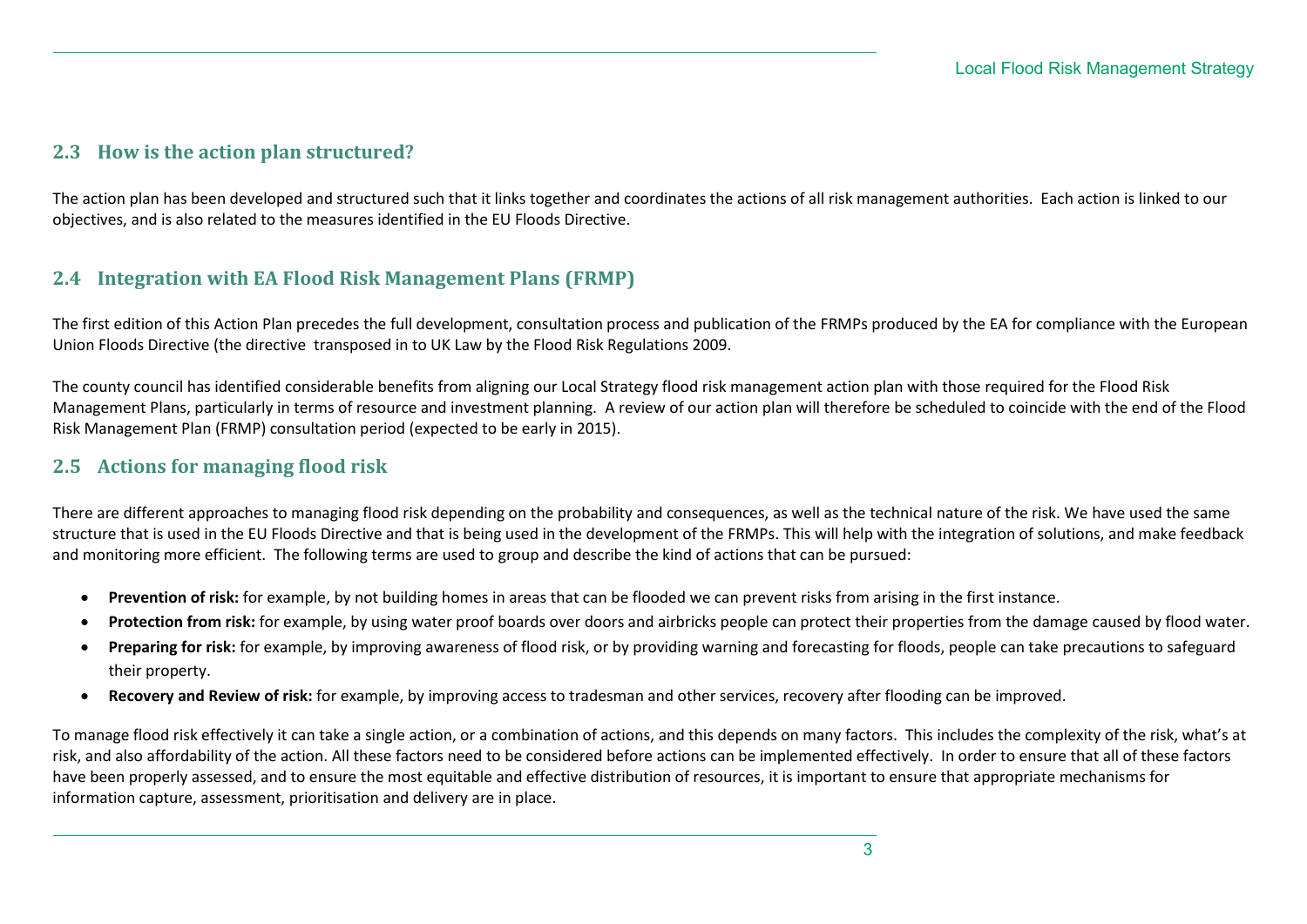## 2.3 How is the action plan structured?

The action plan has been developed and structured such that it links together and coordinates the actions of all risk management authorities. Each action is linked to our objectives, and is also related to the measures identified in the EU Floods Directive.

## 2.4 Integration with EA Flood Risk Management Plans (FRMP)

The first edition of this Action Plan precedes the full development, consultation process and publication of the FRMPs produced by the EA for compliance with the European Union Floods Directive (the directive transposed in to UK Law by the Flood Risk Regulations 2009.

The county council has identified considerable benefits from aligning our Local Strategy flood risk management action plan with those required for the Flood Risk Management Plans, particularly in terms of resource and investment planning. A review of our action plan will therefore be scheduled to coincide with the end of the Flood Risk Management Plan (FRMP) consultation period (expected to be early in 2015).

## 2.5 Actions for managing flood risk

There are different approaches to managing flood risk depending on the probability and consequences, as well as the technical nature of the risk. We have used the same structure that is used in the EU Floods Directive and that is being used in the development of the FRMPs. This will help with the integration of solutions, and make feedback and monitoring more efficient. The following terms are used to group and describe the kind of actions that can be pursued:

- **Prevention of risk:** for example, by not building homes in areas that can be flooded we can prevent risks from arising in the first instance.
- **Protection from risk:** for example, by using water proof boards over doors and airbricks people can protect their properties from the damage caused by flood water.
- **Preparing for risk:** for example, by improving awareness of flood risk, or by providing warning and forecasting for floods, people can take precautions to safeguard their property.
- **Recovery and Review of risk:** for example, by improving access to tradesman and other services, recovery after flooding can be improved.

To manage flood risk effectively it can take a single action, or a combination of actions, and this depends on many factors. This includes the complexity of the risk, what's at risk, and also affordability of the action. All these factors need to be considered before actions can be implemented effectively. In order to ensure that all of these factors have been properly assessed, and to ensure the most equitable and effective distribution of resources, it is important to ensure that appropriate mechanisms for information capture, assessment, prioritisation and delivery are in place.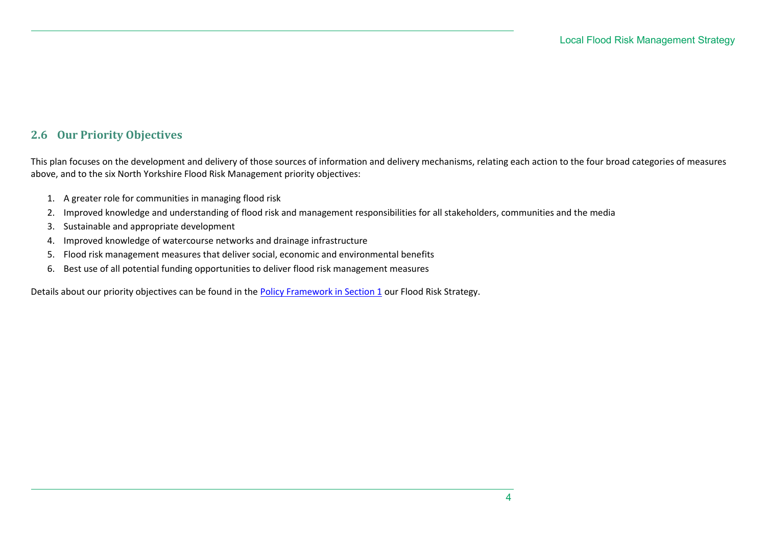## 2.6 Our Priority Objectives

This plan focuses on the development and delivery of those sources of information and delivery mechanisms, relating each action to the four broad categories of measures above, and to the six North Yorkshire Flood Risk Management priority objectives:

1. A greater role for communities in managing flood risk
2. Improved knowledge and understanding of flood risk and management responsibilities for all stakeholders, communities and the media
3. Sustainable and appropriate development
4. Improved knowledge of watercourse networks and drainage infrastructure
5. Flood risk management measures that deliver social, economic and environmental benefits
6. Best use of all potential funding opportunities to deliver flood risk management measures

Details about our priority objectives can be found in the [Policy Framework in Section 1] our Flood Risk Strategy.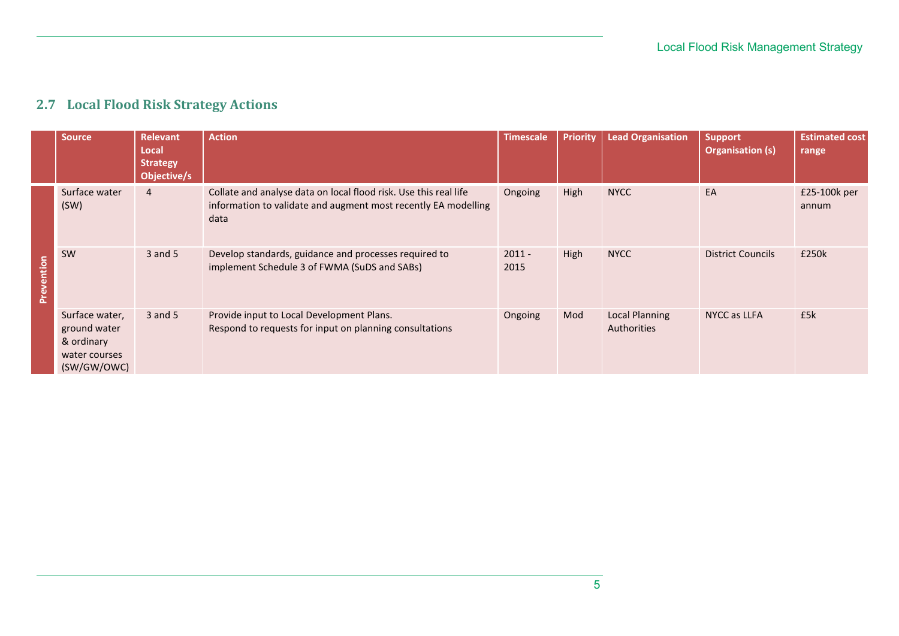## 2.7 Local Flood Risk Strategy Actions

| | Source | Relevant Local Strategy Objective/s | Action | Timescale | Priority | Lead Organisation | Support Organisation (s) | Estimated cost range |
|---|---|---|---|---|---|---|---|---|
| Prevention | Surface water (SW) | 4 | Collate and analyse data on local flood risk. Use this real life information to validate and augment most recently EA modelling data | Ongoing | High | NYCC | EA | £25-100k per annum |
| | SW | 3 and 5 | Develop standards, guidance and processes required to implement Schedule 3 of FWMA (SuDS and SABs) | 2011 - 2015 | High | NYCC | District Councils | £250k |
| | Surface water, ground water & ordinary water courses (SW/GW/OWC) | 3 and 5 | Provide input to Local Development Plans. Respond to requests for input on planning consultations | Ongoing | Mod | Local Planning Authorities | NYCC as LLFA | £5k |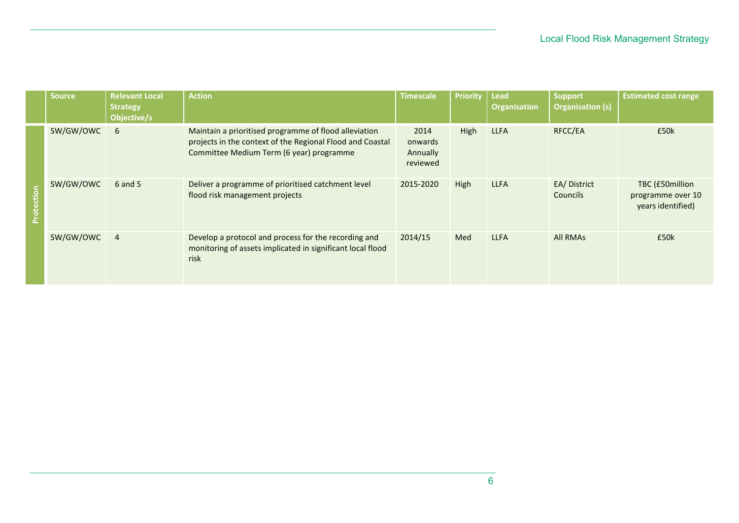| | Source | Relevant Local Strategy Objective/s | Action | Timescale | Priority | Lead Organisation | Support Organisation (s) | Estimated cost range |
|---|---|---|---|---|---|---|---|---|
| Protection | SW/GW/OWC | 6 | Maintain a prioritised programme of flood alleviation projects in the context of the Regional Flood and Coastal Committee Medium Term (6 year) programme | 2014 onwards Annually reviewed | High | LLFA | RFCC/EA | £50k |
| | SW/GW/OWC | 6 and 5 | Deliver a programme of prioritised catchment level flood risk management projects | 2015-2020 | High | LLFA | EA/ District Councils | TBC (£50million programme over 10 years identified) |
| | SW/GW/OWC | 4 | Develop a protocol and process for the recording and monitoring of assets implicated in significant local flood risk | 2014/15 | Med | LLFA | All RMAs | £50k |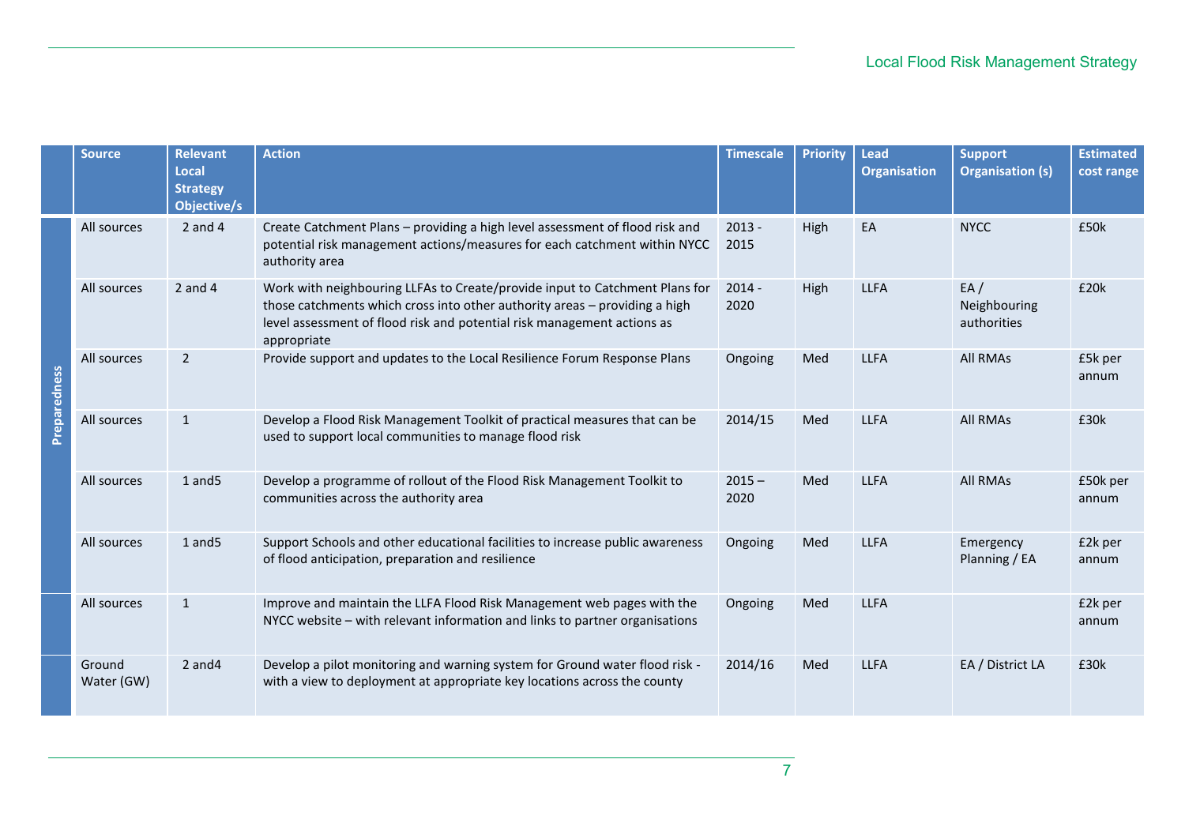| | Source | Relevant Local Strategy Objective/s | Action | Timescale | Priority | Lead Organisation | Support Organisation (s) | Estimated cost range |
|---|---|---|---|---|---|---|---|---|
| Preparedness | All sources | 2 and 4 | Create Catchment Plans – providing a high level assessment of flood risk and potential risk management actions/measures for each catchment within NYCC authority area | 2013 - 2015 | High | EA | NYCC | £50k |
| | All sources | 2 and 4 | Work with neighbouring LLFAs to Create/provide input to Catchment Plans for those catchments which cross into other authority areas – providing a high level assessment of flood risk and potential risk management actions as appropriate | 2014 - 2020 | High | LLFA | EA / Neighbouring authorities | £20k |
| | All sources | 2 | Provide support and updates to the Local Resilience Forum Response Plans | Ongoing | Med | LLFA | All RMAs | £5k per annum |
| | All sources | 1 | Develop a Flood Risk Management Toolkit of practical measures that can be used to support local communities to manage flood risk | 2014/15 | Med | LLFA | All RMAs | £30k |
| | All sources | 1 and5 | Develop a programme of rollout of the Flood Risk Management Toolkit to communities across the authority area | 2015 – 2020 | Med | LLFA | All RMAs | £50k per annum |
| | All sources | 1 and5 | Support Schools and other educational facilities to increase public awareness of flood anticipation, preparation and resilience | Ongoing | Med | LLFA | Emergency Planning / EA | £2k per annum |
| | All sources | 1 | Improve and maintain the LLFA Flood Risk Management web pages with the NYCC website – with relevant information and links to partner organisations | Ongoing | Med | LLFA | | £2k per annum |
| | Ground Water (GW) | 2 and4 | Develop a pilot monitoring and warning system for Ground water flood risk - with a view to deployment at appropriate key locations across the county | 2014/16 | Med | LLFA | EA / District LA | £30k |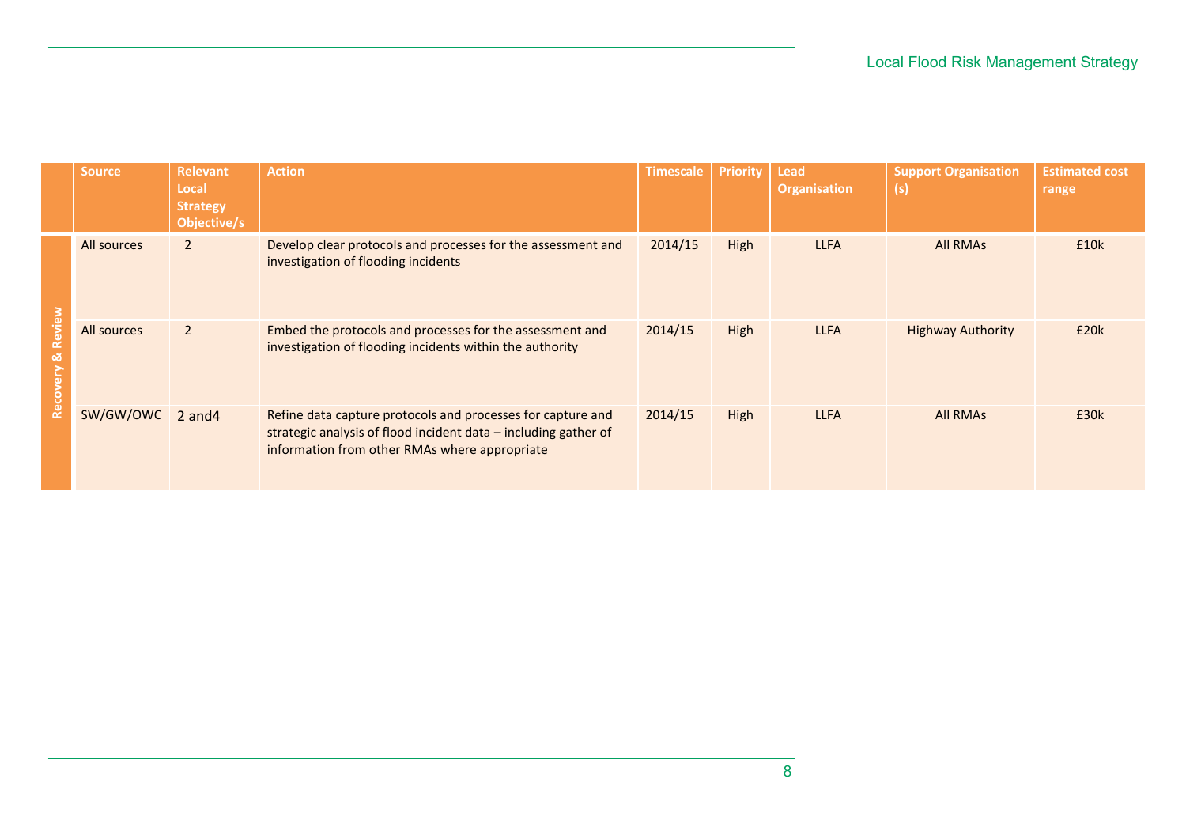| | Source | Relevant Local Strategy Objective/s | Action | Timescale | Priority | Lead Organisation | Support Organisation (s) | Estimated cost range |
|---|---|---|---|---|---|---|---|---|
| Recovery & Review | All sources | 2 | Develop clear protocols and processes for the assessment and investigation of flooding incidents | 2014/15 | High | LLFA | All RMAs | £10k |
| | All sources | 2 | Embed the protocols and processes for the assessment and investigation of flooding incidents within the authority | 2014/15 | High | LLFA | Highway Authority | £20k |
| | SW/GW/OWC | 2 and4 | Refine data capture protocols and processes for capture and strategic analysis of flood incident data – including gather of information from other RMAs where appropriate | 2014/15 | High | LLFA | All RMAs | £30k |